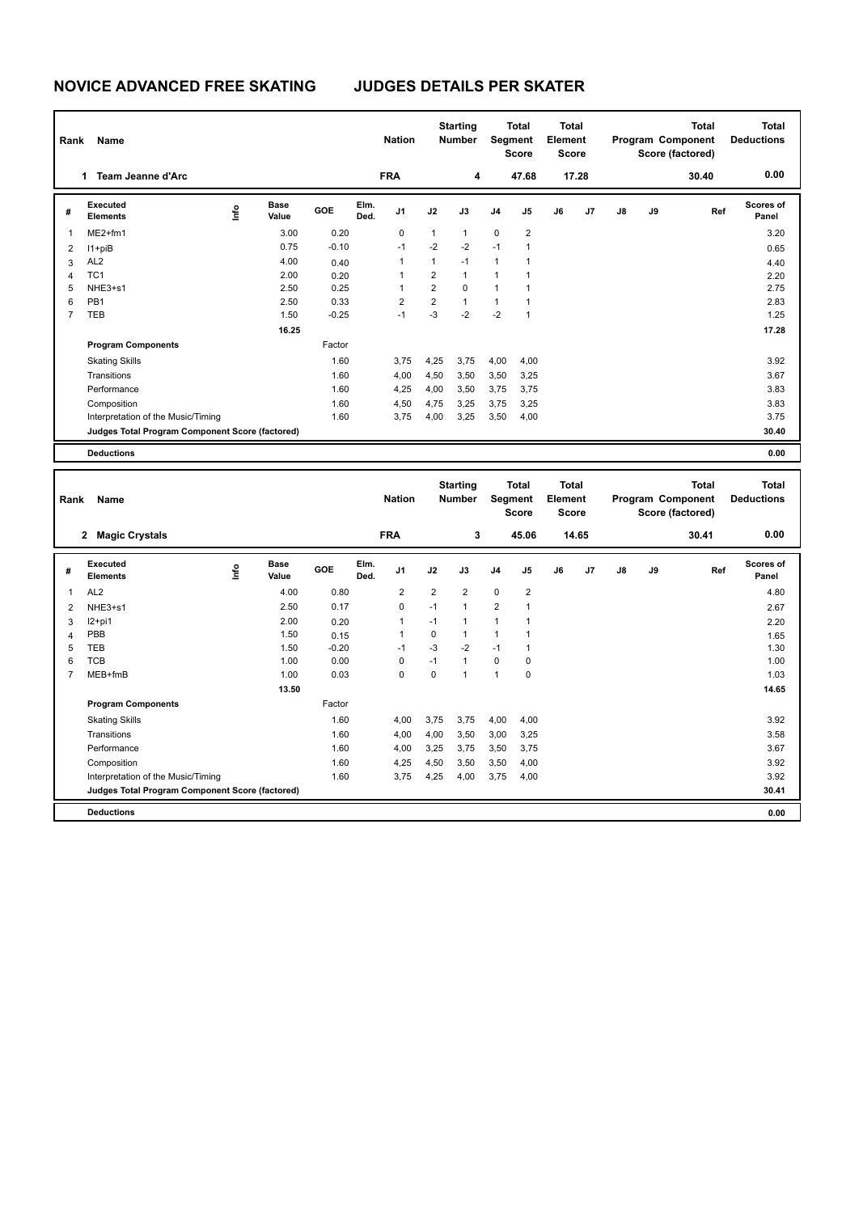# NOVICE ADVANCED FREE SKATING JUDGES DETAILS PER SKATER

| Rank | Name | Nation | Starting Number | Total Segment Score | Total Element Score | Total Program Component Score (factored) | Total Deductions |
|---|---|---|---|---|---|---|---|
| 1 | Team Jeanne d'Arc | FRA | 4 | 47.68 | 17.28 | 30.40 | 0.00 |

| # | Executed Elements | Info | Base Value | GOE | Elm. Ded. | J1 | J2 | J3 | J4 | J5 | J6 | J7 | J8 | J9 | Ref | Scores of Panel |
|---|---|---|---|---|---|---|---|---|---|---|---|---|---|---|---|---|
| 1 | ME2+fm1 | | 3.00 | 0.20 | | 0 | 1 | 1 | 0 | 2 | | | | | | 3.20 |
| 2 | I1+piB | | 0.75 | -0.10 | | -1 | -2 | -2 | -1 | 1 | | | | | | 0.65 |
| 3 | AL2 | | 4.00 | 0.40 | | 1 | 1 | -1 | 1 | 1 | | | | | | 4.40 |
| 4 | TC1 | | 2.00 | 0.20 | | 1 | 2 | 1 | 1 | 1 | | | | | | 2.20 |
| 5 | NHE3+s1 | | 2.50 | 0.25 | | 1 | 2 | 0 | 1 | 1 | | | | | | 2.75 |
| 6 | PB1 | | 2.50 | 0.33 | | 2 | 2 | 1 | 1 | 1 | | | | | | 2.83 |
| 7 | TEB | | 1.50 | -0.25 | | -1 | -3 | -2 | -2 | 1 | | | | | | 1.25 |
| | | | 16.25 | | | | | | | | | | | | | 17.28 |

| Program Components | Factor | J1 | J2 | J3 | J4 | J5 | J6 | J7 | J8 | J9 | Scores of Panel |
|---|---|---|---|---|---|---|---|---|---|---|---|
| Skating Skills | 1.60 | 3,75 | 4,25 | 3,75 | 4,00 | 4,00 | | | | | 3.92 |
| Transitions | 1.60 | 4,00 | 4,50 | 3,50 | 3,50 | 3,25 | | | | | 3.67 |
| Performance | 1.60 | 4,25 | 4,00 | 3,50 | 3,75 | 3,75 | | | | | 3.83 |
| Composition | 1.60 | 4,50 | 4,75 | 3,25 | 3,75 | 3,25 | | | | | 3.83 |
| Interpretation of the Music/Timing | 1.60 | 3,75 | 4,00 | 3,25 | 3,50 | 4,00 | | | | | 3.75 |
| Judges Total Program Component Score (factored) | | | | | | | | | | | 30.40 |

**Deductions** 0.00

| Rank | Name | Nation | Starting Number | Total Segment Score | Total Element Score | Total Program Component Score (factored) | Total Deductions |
|---|---|---|---|---|---|---|---|
| 2 | Magic Crystals | FRA | 3 | 45.06 | 14.65 | 30.41 | 0.00 |

| # | Executed Elements | Info | Base Value | GOE | Elm. Ded. | J1 | J2 | J3 | J4 | J5 | J6 | J7 | J8 | J9 | Ref | Scores of Panel |
|---|---|---|---|---|---|---|---|---|---|---|---|---|---|---|---|---|
| 1 | AL2 | | 4.00 | 0.80 | | 2 | 2 | 2 | 0 | 2 | | | | | | 4.80 |
| 2 | NHE3+s1 | | 2.50 | 0.17 | | 0 | -1 | 1 | 2 | 1 | | | | | | 2.67 |
| 3 | I2+pi1 | | 2.00 | 0.20 | | 1 | -1 | 1 | 1 | 1 | | | | | | 2.20 |
| 4 | PBB | | 1.50 | 0.15 | | 1 | 0 | 1 | 1 | 1 | | | | | | 1.65 |
| 5 | TEB | | 1.50 | -0.20 | | -1 | -3 | -2 | -1 | 1 | | | | | | 1.30 |
| 6 | TCB | | 1.00 | 0.00 | | 0 | -1 | 1 | 0 | 0 | | | | | | 1.00 |
| 7 | MEB+fmB | | 1.00 | 0.03 | | 0 | 0 | 1 | 1 | 0 | | | | | | 1.03 |
| | | | 13.50 | | | | | | | | | | | | | 14.65 |

| Program Components | Factor | J1 | J2 | J3 | J4 | J5 | J6 | J7 | J8 | J9 | Scores of Panel |
|---|---|---|---|---|---|---|---|---|---|---|---|
| Skating Skills | 1.60 | 4,00 | 3,75 | 3,75 | 4,00 | 4,00 | | | | | 3.92 |
| Transitions | 1.60 | 4,00 | 4,00 | 3,50 | 3,00 | 3,25 | | | | | 3.58 |
| Performance | 1.60 | 4,00 | 3,25 | 3,75 | 3,50 | 3,75 | | | | | 3.67 |
| Composition | 1.60 | 4,25 | 4,50 | 3,50 | 3,50 | 4,00 | | | | | 3.92 |
| Interpretation of the Music/Timing | 1.60 | 3,75 | 4,25 | 4,00 | 3,75 | 4,00 | | | | | 3.92 |
| Judges Total Program Component Score (factored) | | | | | | | | | | | 30.41 |

**Deductions** 0.00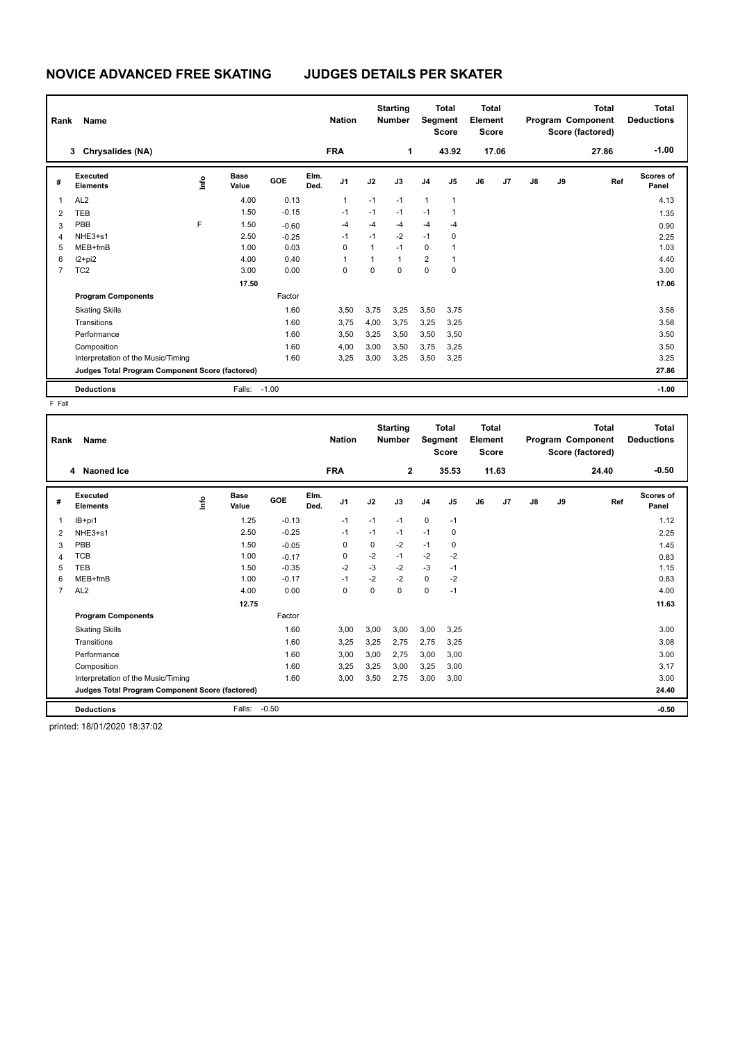# NOVICE ADVANCED FREE SKATING JUDGES DETAILS PER SKATER

| Rank | Name | Nation | Starting Number | Total Segment Score | Total Element Score | Total Program Component Score (factored) | Total Deductions |
|---|---|---|---|---|---|---|---|
| 3 | Chrysalides (NA) | FRA | 1 | 43.92 | 17.06 | 27.86 | -1.00 |

| # | Executed Elements | Info | Base Value | GOE | Elm. Ded. | J1 | J2 | J3 | J4 | J5 | J6 | J7 | J8 | J9 | Ref | Scores of Panel |
|---|---|---|---|---|---|---|---|---|---|---|---|---|---|---|---|---|
| 1 | AL2 | | 4.00 | 0.13 | | 1 | -1 | -1 | 1 | 1 | | | | | | 4.13 |
| 2 | TEB | | 1.50 | -0.15 | | -1 | -1 | -1 | -1 | 1 | | | | | | 1.35 |
| 3 | PBB | F | 1.50 | -0.60 | | -4 | -4 | -4 | -4 | -4 | | | | | | 0.90 |
| 4 | NHE3+s1 | | 2.50 | -0.25 | | -1 | -1 | -2 | -1 | 0 | | | | | | 2.25 |
| 5 | MEB+fmB | | 1.00 | 0.03 | | 0 | 1 | -1 | 0 | 1 | | | | | | 1.03 |
| 6 | I2+pi2 | | 4.00 | 0.40 | | 1 | 1 | 1 | 2 | 1 | | | | | | 4.40 |
| 7 | TC2 | | 3.00 | 0.00 | | 0 | 0 | 0 | 0 | 0 | | | | | | 3.00 |
| | | | 17.50 | | | | | | | | | | | | | 17.06 |
| | **Program Components** | | | Factor | | | | | | | | | | | | |
| | Skating Skills | | | 1.60 | | 3,50 | 3,75 | 3,25 | 3,50 | 3,75 | | | | | | 3.58 |
| | Transitions | | | 1.60 | | 3,75 | 4,00 | 3,75 | 3,25 | 3,25 | | | | | | 3.58 |
| | Performance | | | 1.60 | | 3,50 | 3,25 | 3,50 | 3,50 | 3,50 | | | | | | 3.50 |
| | Composition | | | 1.60 | | 4,00 | 3,00 | 3,50 | 3,75 | 3,25 | | | | | | 3.50 |
| | Interpretation of the Music/Timing | | | 1.60 | | 3,25 | 3,00 | 3,25 | 3,50 | 3,25 | | | | | | 3.25 |
| | **Judges Total Program Component Score (factored)** | | | | | | | | | | | | | | | 27.86 |
| | **Deductions** | | Falls: | -1.00 | | | | | | | | | | | | -1.00 |

F Fall

| Rank | Name | Nation | Starting Number | Total Segment Score | Total Element Score | Total Program Component Score (factored) | Total Deductions |
|---|---|---|---|---|---|---|---|
| 4 | Naoned Ice | FRA | 2 | 35.53 | 11.63 | 24.40 | -0.50 |

| # | Executed Elements | Info | Base Value | GOE | Elm. Ded. | J1 | J2 | J3 | J4 | J5 | J6 | J7 | J8 | J9 | Ref | Scores of Panel |
|---|---|---|---|---|---|---|---|---|---|---|---|---|---|---|---|---|
| 1 | IB+pi1 | | 1.25 | -0.13 | | -1 | -1 | -1 | 0 | -1 | | | | | | 1.12 |
| 2 | NHE3+s1 | | 2.50 | -0.25 | | -1 | -1 | -1 | -1 | 0 | | | | | | 2.25 |
| 3 | PBB | | 1.50 | -0.05 | | 0 | 0 | -2 | -1 | 0 | | | | | | 1.45 |
| 4 | TCB | | 1.00 | -0.17 | | 0 | -2 | -1 | -2 | -2 | | | | | | 0.83 |
| 5 | TEB | | 1.50 | -0.35 | | -2 | -3 | -2 | -3 | -1 | | | | | | 1.15 |
| 6 | MEB+fmB | | 1.00 | -0.17 | | -1 | -2 | -2 | 0 | -2 | | | | | | 0.83 |
| 7 | AL2 | | 4.00 | 0.00 | | 0 | 0 | 0 | 0 | -1 | | | | | | 4.00 |
| | | | 12.75 | | | | | | | | | | | | | 11.63 |
| | **Program Components** | | | Factor | | | | | | | | | | | | |
| | Skating Skills | | | 1.60 | | 3,00 | 3,00 | 3,00 | 3,00 | 3,25 | | | | | | 3.00 |
| | Transitions | | | 1.60 | | 3,25 | 3,25 | 2,75 | 2,75 | 3,25 | | | | | | 3.08 |
| | Performance | | | 1.60 | | 3,00 | 3,00 | 2,75 | 3,00 | 3,00 | | | | | | 3.00 |
| | Composition | | | 1.60 | | 3,25 | 3,25 | 3,00 | 3,25 | 3,00 | | | | | | 3.17 |
| | Interpretation of the Music/Timing | | | 1.60 | | 3,00 | 3,50 | 2,75 | 3,00 | 3,00 | | | | | | 3.00 |
| | **Judges Total Program Component Score (factored)** | | | | | | | | | | | | | | | 24.40 |
| | **Deductions** | | Falls: | -0.50 | | | | | | | | | | | | -0.50 |

printed: 18/01/2020 18:37:02